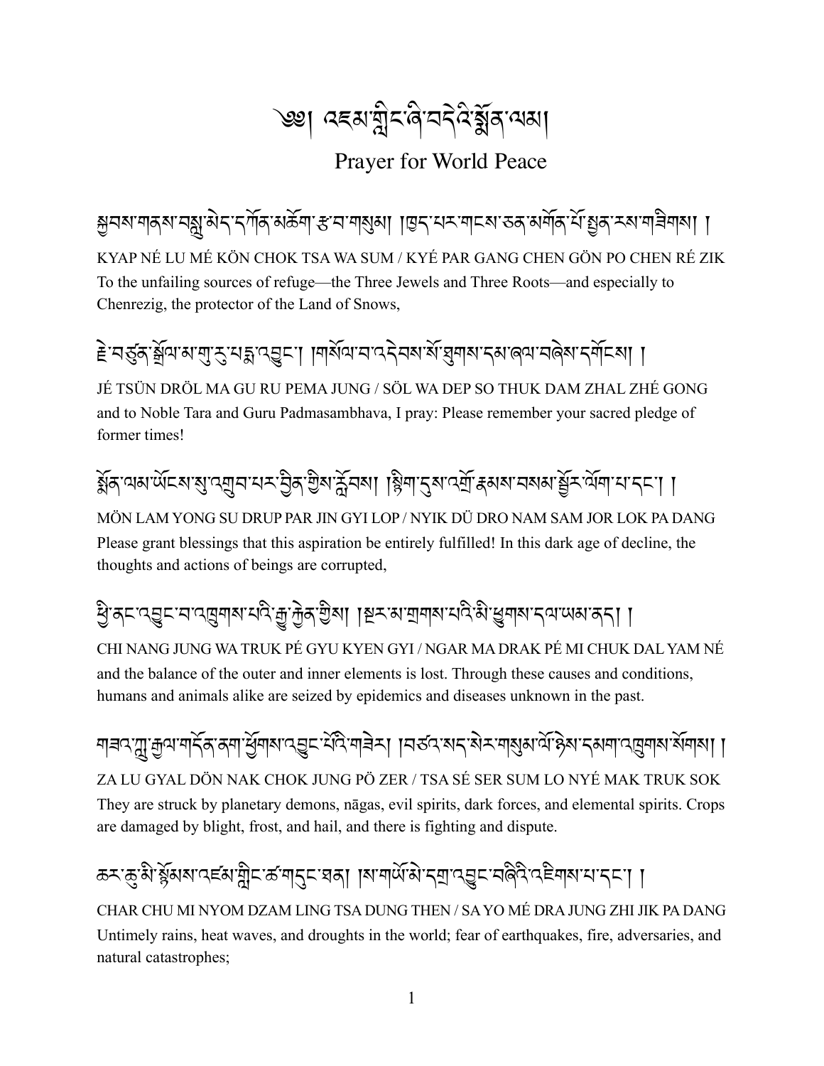# ༄༅། འཛམ་གླིང་ཞི་བདེའི་སྨོན་ལམ།

## Prayer for World Peace

སྐྱབས་གནས་བསླུ་མེད་དཀོན་མཆོག་རྩ་བ་གསུམ། །ཁྱད་པར་གངས་ཅན་མགོན་པོ་སྤྱན་རས་གཟིགས། །

KYAP NÉ LU MÉ KÖN CHOK TSA WA SUM / KYÉ PAR GANG CHEN GÖN PO CHEN RÉ ZIK

To the unfailing sources of refuge—the Three Jewels and Three Roots—and especially to Chenrezig, the protector of the Land of Snows,

རྗེ་བཙུན་སྒྲོལ་མ་གུ་རུ་པདྨ་འབྱུང་། །གསོལ་བ་འདེབས་སོ་ཐུགས་དམ་ཞལ་བཞེས་དགོངས། །

JÉ TSÜN DRÖL MA GU RU PEMA JUNG / SÖL WA DEP SO THUK DAM ZHAL ZHÉ GONG

and to Noble Tara and Guru Padmasambhava, I pray: Please remember your sacred pledge of former times!

སྨོན་ལམ་ཡོངས་སུ་འགྲུབ་པར་བྱིན་གྱིས་རློབས། །སྙིགས་དུས་འགྲོ་རྣམས་བསམ་སྦྱོར་ལོག་པ་དང་། །

MÖN LAM YONG SU DRUP PAR JIN GYI LOP / NYIK DÜ DRO NAM SAM JOR LOK PA DANG

Please grant blessings that this aspiration be entirely fulfilled! In this dark age of decline, the thoughts and actions of beings are corrupted,

ཕྱི་ནང་འབྱུང་བ་འཁྲུགས་པའི་རྒྱུ་རྐྱེན་གྱིས། །སྔར་མ་གྲགས་པའི་མི་ཕྱུགས་དལ་ཡམ་ནད། །

CHI NANG JUNG WA TRUK PÉ GYU KYEN GYI / NGAR MA DRAK PÉ MI CHUK DAL YAM NÉ

and the balance of the outer and inner elements is lost. Through these causes and conditions, humans and animals alike are seized by epidemics and diseases unknown in the past.

གཟའ་ཀླུ་རྒྱལ་གདོན་ནག་ཕྱོགས་འབྱུང་པོའི་གཟེར། །བཙའ་སད་སེར་གསུམ་ལོ་ཉེས་དམག་འཁྲུགས་སོགས། །

ZA LU GYAL DÖN NAK CHOK JUNG PÖ ZER / TSA SÉ SER SUM LO NYÉ MAK TRUK SOK

They are struck by planetary demons, nāgas, evil spirits, dark forces, and elemental spirits. Crops are damaged by blight, frost, and hail, and there is fighting and dispute.

ཆར་ཆུ་མི་སྙོམས་འཛམ་གླིང་ཚ་གདུང་ཐན། །ས་གཡོ་མེ་དགྲ་འབྱུང་བཞིའི་འཇིགས་པ་དང་། །

CHAR CHU MI NYOM DZAM LING TSA DUNG THEN / SA YO MÉ DRA JUNG ZHI JIK PA DANG

Untimely rains, heat waves, and droughts in the world; fear of earthquakes, fire, adversaries, and natural catastrophes;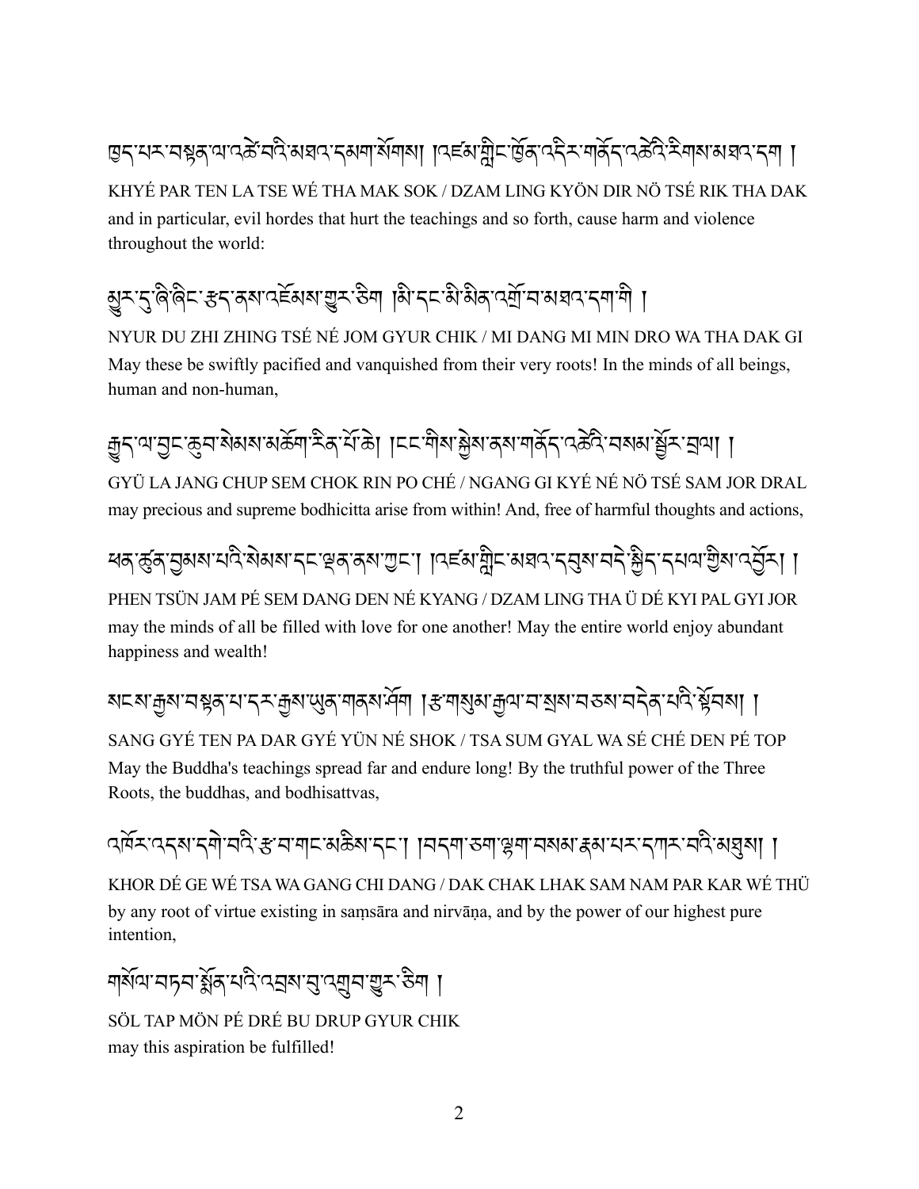ཁྱད་པར་བསྟན་ལ་འཚེ་བའི་མཐའ་དམག་སོགས། །འཛམ་གླིང་ཁྱོན་འདིར་གནོད་འཚེའི་རིགས་མཐའ་དག །

KHYÉ PAR TEN LA TSE WÉ THA MAK SOK / DZAM LING KYÖN DIR NÖ TSÉ RIK THA DAK

and in particular, evil hordes that hurt the teachings and so forth, cause harm and violence throughout the world:

མྱུར་དུ་ཞི་ཞིང་རྩད་ནས་འཇོམས་གྱུར་ཅིག །མི་དང་མི་མིན་འགྲོ་བ་མཐའ་དག་གི །

NYUR DU ZHI ZHING TSÉ NÉ JOM GYUR CHIK / MI DANG MI MIN DRO WA THA DAK GI

May these be swiftly pacified and vanquished from their very roots! In the minds of all beings, human and non-human,

རྒྱུད་ལ་བྱང་ཆུབ་སེམས་མཆོག་རིན་པོ་ཆེ། །ངང་གིས་སྐྱེས་ནས་གནོད་འཚེའི་བསམ་སྦྱོར་བྲལ། །

GYÜ LA JANG CHUP SEM CHOK RIN PO CHÉ / NGANG GI KYÉ NÉ NÖ TSÉ SAM JOR DRAL

may precious and supreme bodhicitta arise from within! And, free of harmful thoughts and actions,

ཕན་ཚུན་བྱམས་པའི་སེམས་དང་ལྡན་ནས་ཀྱང་། །འཛམ་གླིང་མཐའ་དབུས་བདེ་སྐྱིད་དཔལ་གྱིས་འབྱོར། །

PHEN TSÜN JAM PÉ SEM DANG DEN NÉ KYANG / DZAM LING THA Ü DÉ KYI PAL GYI JOR

may the minds of all be filled with love for one another! May the entire world enjoy abundant happiness and wealth!

སངས་རྒྱས་བསྟན་པ་དར་རྒྱས་ཡུན་གནས་ཤོག །རྩ་གསུམ་རྒྱལ་བ་སྲས་བཅས་བདེན་པའི་སྟོབས། །

SANG GYÉ TEN PA DAR GYÉ YÜN NÉ SHOK / TSA SUM GYAL WA SÉ CHÉ DEN PÉ TOP

May the Buddha's teachings spread far and endure long! By the truthful power of the Three Roots, the buddhas, and bodhisattvas,

འཁོར་འདས་དགེ་བའི་རྩ་བ་གང་མཆིས་དང་། །བདག་ཅག་ལྷག་བསམ་རྣམ་པར་དཀར་བའི་མཐུས། །

KHOR DÉ GE WÉ TSA WA GANG CHI DANG / DAK CHAK LHAK SAM NAM PAR KAR WÉ THÜ

by any root of virtue existing in saṃsāra and nirvāṇa, and by the power of our highest pure intention,

གསོལ་བཏབ་སྨོན་པའི་འབྲས་བུ་འགྲུབ་གྱུར་ཅིག །

SÖL TAP MÖN PÉ DRÉ BU DRUP GYUR CHIK

may this aspiration be fulfilled!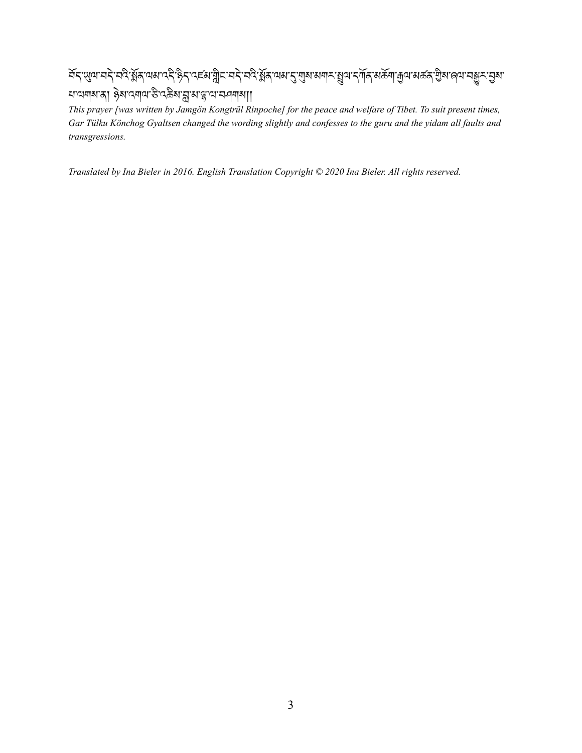བོད་ཡུལ་བདེ་བའི་སྨོན་ལམ་འདི་ཉིད་འཇམ་མགོན་བདེ་བའི་སྨོན་ལམ་དུ་གུས་མགར་སྤྲུལ་དཀོན་མཆོག་རྒྱལ་མཚན་གྱིས་ཞལ་བསྒྱུར་བྱས་པ་ལགས་ན། ཉེས་འགལ་ཅི་འཆིས་བླ་མ་ལྷ་ལ་བཤགས།།

*This prayer [was written by Jamgön Kongtrül Rinpoche] for the peace and welfare of Tibet. To suit present times, Gar Tülku Könchog Gyaltsen changed the wording slightly and confesses to the guru and the yidam all faults and transgressions.*

*Translated by Ina Bieler in 2016. English Translation Copyright © 2020 Ina Bieler. All rights reserved.*